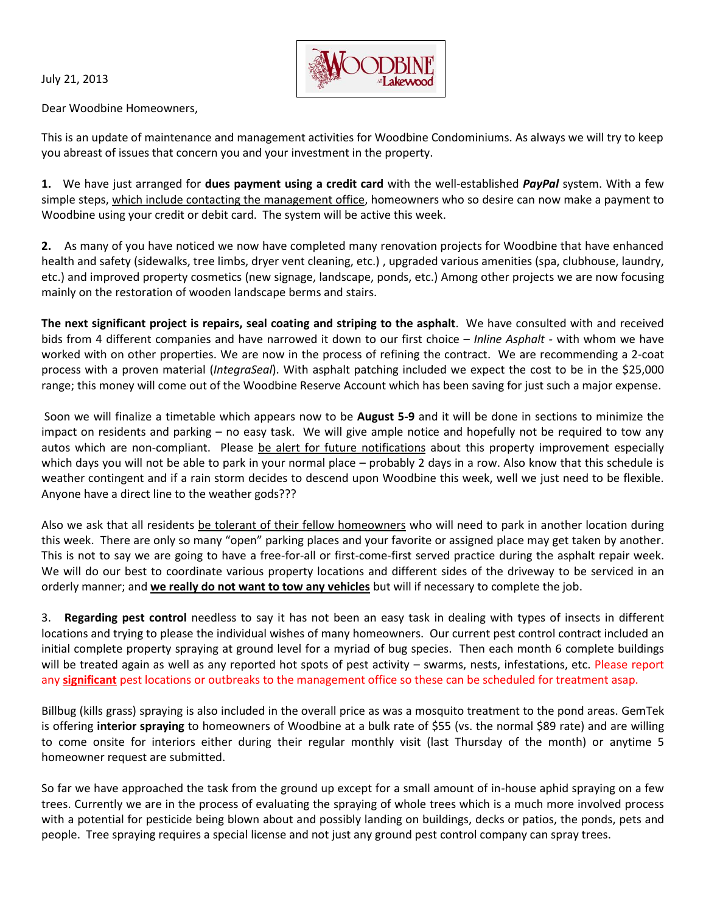July 21, 2013

Dear Woodbine Homeowners,

This is an update of maintenance and management activities for Woodbine Condominiums. As always we will try to keep you abreast of issues that concern you and your investment in the property.

**1.** We have just arranged for **dues payment using a credit card** with the well-established ***PayPal*** system. With a few simple steps, which include contacting the management office, homeowners who so desire can now make a payment to Woodbine using your credit or debit card. The system will be active this week.

**2.** As many of you have noticed we now have completed many renovation projects for Woodbine that have enhanced health and safety (sidewalks, tree limbs, dryer vent cleaning, etc.) , upgraded various amenities (spa, clubhouse, laundry, etc.) and improved property cosmetics (new signage, landscape, ponds, etc.) Among other projects we are now focusing mainly on the restoration of wooden landscape berms and stairs.

**The next significant project is repairs, seal coating and striping to the asphalt**. We have consulted with and received bids from 4 different companies and have narrowed it down to our first choice – *Inline Asphalt* - with whom we have worked with on other properties. We are now in the process of refining the contract. We are recommending a 2-coat process with a proven material (*IntegraSeal*). With asphalt patching included we expect the cost to be in the $25,000 range; this money will come out of the Woodbine Reserve Account which has been saving for just such a major expense.

Soon we will finalize a timetable which appears now to be **August 5-9** and it will be done in sections to minimize the impact on residents and parking – no easy task. We will give ample notice and hopefully not be required to tow any autos which are non-compliant. Please be alert for future notifications about this property improvement especially which days you will not be able to park in your normal place – probably 2 days in a row. Also know that this schedule is weather contingent and if a rain storm decides to descend upon Woodbine this week, well we just need to be flexible. Anyone have a direct line to the weather gods???

Also we ask that all residents be tolerant of their fellow homeowners who will need to park in another location during this week. There are only so many "open" parking places and your favorite or assigned place may get taken by another. This is not to say we are going to have a free-for-all or first-come-first served practice during the asphalt repair week. We will do our best to coordinate various property locations and different sides of the driveway to be serviced in an orderly manner; and **we really do not want to tow any vehicles** but will if necessary to complete the job.

3. **Regarding pest control** needless to say it has not been an easy task in dealing with types of insects in different locations and trying to please the individual wishes of many homeowners. Our current pest control contract included an initial complete property spraying at ground level for a myriad of bug species. Then each month 6 complete buildings will be treated again as well as any reported hot spots of pest activity – swarms, nests, infestations, etc. Please report any **significant** pest locations or outbreaks to the management office so these can be scheduled for treatment asap.

Billbug (kills grass) spraying is also included in the overall price as was a mosquito treatment to the pond areas. GemTek is offering **interior spraying** to homeowners of Woodbine at a bulk rate of $55 (vs. the normal $89 rate) and are willing to come onsite for interiors either during their regular monthly visit (last Thursday of the month) or anytime 5 homeowner request are submitted.

So far we have approached the task from the ground up except for a small amount of in-house aphid spraying on a few trees. Currently we are in the process of evaluating the spraying of whole trees which is a much more involved process with a potential for pesticide being blown about and possibly landing on buildings, decks or patios, the ponds, pets and people. Tree spraying requires a special license and not just any ground pest control company can spray trees.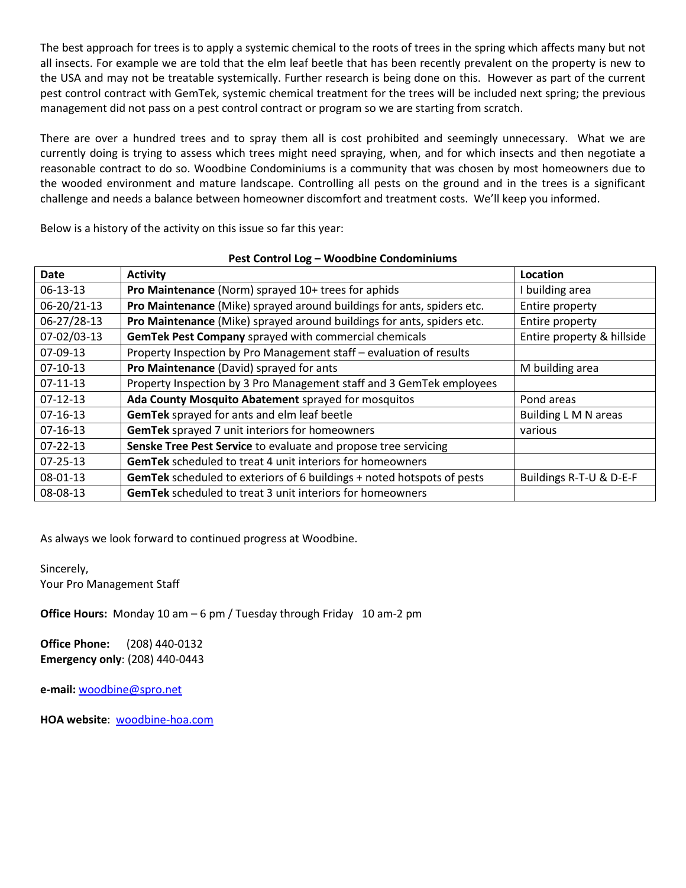The best approach for trees is to apply a systemic chemical to the roots of trees in the spring which affects many but not all insects. For example we are told that the elm leaf beetle that has been recently prevalent on the property is new to the USA and may not be treatable systemically. Further research is being done on this. However as part of the current pest control contract with GemTek, systemic chemical treatment for the trees will be included next spring; the previous management did not pass on a pest control contract or program so we are starting from scratch.

There are over a hundred trees and to spray them all is cost prohibited and seemingly unnecessary. What we are currently doing is trying to assess which trees might need spraying, when, and for which insects and then negotiate a reasonable contract to do so. Woodbine Condominiums is a community that was chosen by most homeowners due to the wooded environment and mature landscape. Controlling all pests on the ground and in the trees is a significant challenge and needs a balance between homeowner discomfort and treatment costs. We'll keep you informed.

Below is a history of the activity on this issue so far this year:

**Pest Control Log – Woodbine Condominiums**

| Date | Activity | Location |
|---|---|---|
| 06-13-13 | **Pro Maintenance** (Norm) sprayed 10+ trees for aphids | I building area |
| 06-20/21-13 | **Pro Maintenance** (Mike) sprayed around buildings for ants, spiders etc. | Entire property |
| 06-27/28-13 | **Pro Maintenance** (Mike) sprayed around buildings for ants, spiders etc. | Entire property |
| 07-02/03-13 | **GemTek Pest Company** sprayed with commercial chemicals | Entire property & hillside |
| 07-09-13 | Property Inspection by Pro Management staff – evaluation of results | |
| 07-10-13 | **Pro Maintenance** (David) sprayed for ants | M building area |
| 07-11-13 | Property Inspection by 3 Pro Management staff and 3 GemTek employees | |
| 07-12-13 | **Ada County Mosquito Abatement** sprayed for mosquitos | Pond areas |
| 07-16-13 | **GemTek** sprayed for ants and elm leaf beetle | Building L M N areas |
| 07-16-13 | **GemTek** sprayed 7 unit interiors for homeowners | various |
| 07-22-13 | **Senske Tree Pest Service** to evaluate and propose tree servicing | |
| 07-25-13 | **GemTek** scheduled to treat 4 unit interiors for homeowners | |
| 08-01-13 | **GemTek** scheduled to exteriors of 6 buildings + noted hotspots of pests | Buildings R-T-U & D-E-F |
| 08-08-13 | **GemTek** scheduled to treat 3 unit interiors for homeowners | |

As always we look forward to continued progress at Woodbine.

Sincerely,
Your Pro Management Staff

**Office Hours:** Monday 10 am – 6 pm / Tuesday through Friday 10 am-2 pm

**Office Phone:** (208) 440-0132
**Emergency only**: (208) 440-0443

**e-mail:** woodbine@spro.net

**HOA website**: woodbine-hoa.com